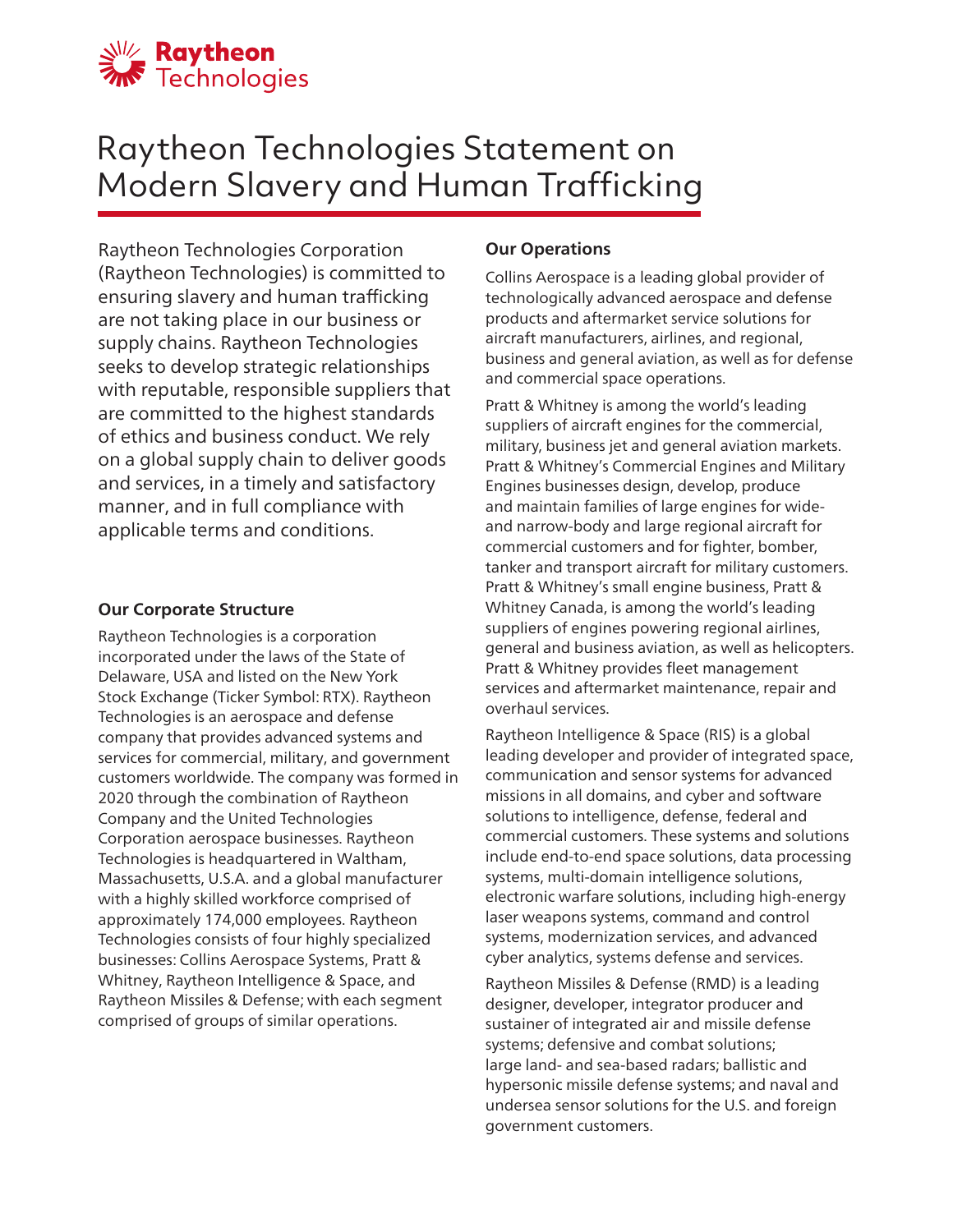# Raytheon Technologies Statement on Modern Slavery and Human Trafficking

Raytheon Technologies Corporation (Raytheon Technologies) is committed to ensuring slavery and human trafficking are not taking place in our business or supply chains. Raytheon Technologies seeks to develop strategic relationships with reputable, responsible suppliers that are committed to the highest standards of ethics and business conduct. We rely on a global supply chain to deliver goods and services, in a timely and satisfactory manner, and in full compliance with applicable terms and conditions.

## Our Corporate Structure

Raytheon Technologies is a corporation incorporated under the laws of the State of Delaware, USA and listed on the New York Stock Exchange (Ticker Symbol: RTX). Raytheon Technologies is an aerospace and defense company that provides advanced systems and services for commercial, military, and government customers worldwide. The company was formed in 2020 through the combination of Raytheon Company and the United Technologies Corporation aerospace businesses. Raytheon Technologies is headquartered in Waltham, Massachusetts, U.S.A. and a global manufacturer with a highly skilled workforce comprised of approximately 174,000 employees. Raytheon Technologies consists of four highly specialized businesses: Collins Aerospace Systems, Pratt & Whitney, Raytheon Intelligence & Space, and Raytheon Missiles & Defense; with each segment comprised of groups of similar operations.

## Our Operations

Collins Aerospace is a leading global provider of technologically advanced aerospace and defense products and aftermarket service solutions for aircraft manufacturers, airlines, and regional, business and general aviation, as well as for defense and commercial space operations.

Pratt & Whitney is among the world's leading suppliers of aircraft engines for the commercial, military, business jet and general aviation markets. Pratt & Whitney's Commercial Engines and Military Engines businesses design, develop, produce and maintain families of large engines for wide- and narrow-body and large regional aircraft for commercial customers and for fighter, bomber, tanker and transport aircraft for military customers. Pratt & Whitney's small engine business, Pratt & Whitney Canada, is among the world's leading suppliers of engines powering regional airlines, general and business aviation, as well as helicopters. Pratt & Whitney provides fleet management services and aftermarket maintenance, repair and overhaul services.

Raytheon Intelligence & Space (RIS) is a global leading developer and provider of integrated space, communication and sensor systems for advanced missions in all domains, and cyber and software solutions to intelligence, defense, federal and commercial customers. These systems and solutions include end-to-end space solutions, data processing systems, multi-domain intelligence solutions, electronic warfare solutions, including high-energy laser weapons systems, command and control systems, modernization services, and advanced cyber analytics, systems defense and services.

Raytheon Missiles & Defense (RMD) is a leading designer, developer, integrator producer and sustainer of integrated air and missile defense systems; defensive and combat solutions; large land- and sea-based radars; ballistic and hypersonic missile defense systems; and naval and undersea sensor solutions for the U.S. and foreign government customers.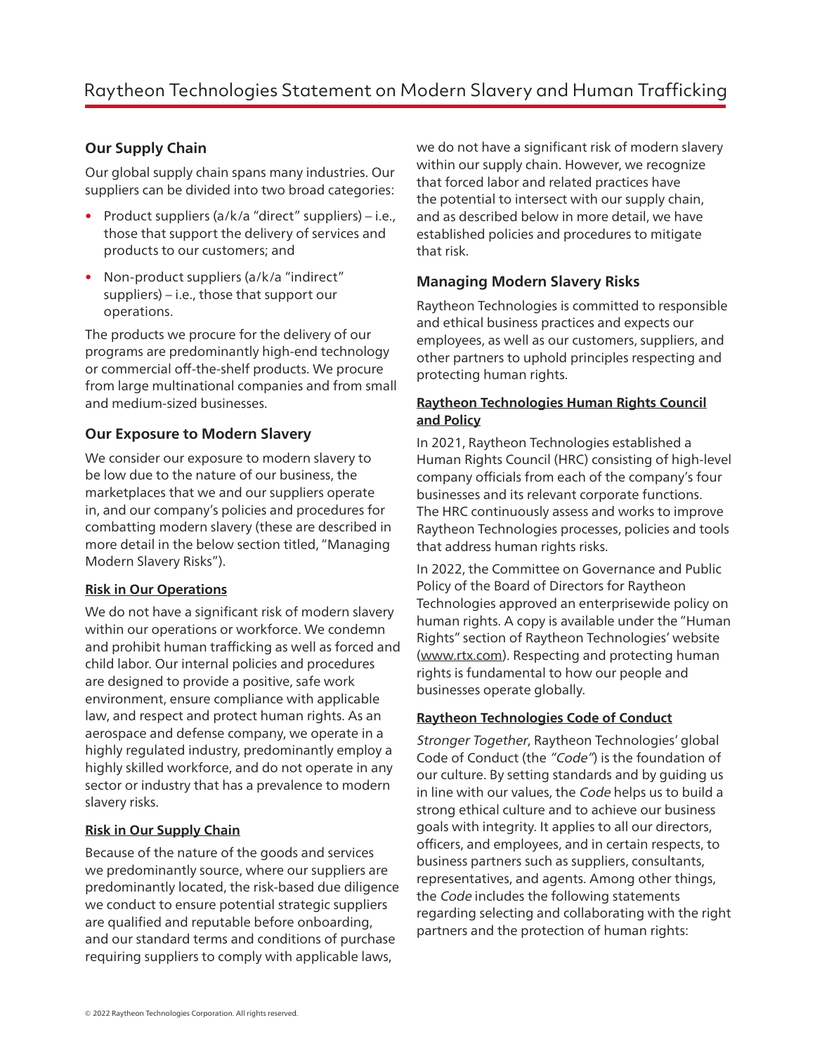## Our Supply Chain

Our global supply chain spans many industries. Our suppliers can be divided into two broad categories:

- Product suppliers (a/k/a "direct" suppliers) – i.e., those that support the delivery of services and products to our customers; and
- Non-product suppliers (a/k/a "indirect" suppliers) – i.e., those that support our operations.

The products we procure for the delivery of our programs are predominantly high-end technology or commercial off-the-shelf products. We procure from large multinational companies and from small and medium-sized businesses.

## Our Exposure to Modern Slavery

We consider our exposure to modern slavery to be low due to the nature of our business, the marketplaces that we and our suppliers operate in, and our company's policies and procedures for combatting modern slavery (these are described in more detail in the below section titled, "Managing Modern Slavery Risks").

### Risk in Our Operations

We do not have a significant risk of modern slavery within our operations or workforce. We condemn and prohibit human trafficking as well as forced and child labor. Our internal policies and procedures are designed to provide a positive, safe work environment, ensure compliance with applicable law, and respect and protect human rights. As an aerospace and defense company, we operate in a highly regulated industry, predominantly employ a highly skilled workforce, and do not operate in any sector or industry that has a prevalence to modern slavery risks.

### Risk in Our Supply Chain

Because of the nature of the goods and services we predominantly source, where our suppliers are predominantly located, the risk-based due diligence we conduct to ensure potential strategic suppliers are qualified and reputable before onboarding, and our standard terms and conditions of purchase requiring suppliers to comply with applicable laws, we do not have a significant risk of modern slavery within our supply chain. However, we recognize that forced labor and related practices have the potential to intersect with our supply chain, and as described below in more detail, we have established policies and procedures to mitigate that risk.

## Managing Modern Slavery Risks

Raytheon Technologies is committed to responsible and ethical business practices and expects our employees, as well as our customers, suppliers, and other partners to uphold principles respecting and protecting human rights.

### Raytheon Technologies Human Rights Council and Policy

In 2021, Raytheon Technologies established a Human Rights Council (HRC) consisting of high-level company officials from each of the company's four businesses and its relevant corporate functions. The HRC continuously assess and works to improve Raytheon Technologies processes, policies and tools that address human rights risks.

In 2022, the Committee on Governance and Public Policy of the Board of Directors for Raytheon Technologies approved an enterprisewide policy on human rights. A copy is available under the "Human Rights" section of Raytheon Technologies' website (www.rtx.com). Respecting and protecting human rights is fundamental to how our people and businesses operate globally.

### Raytheon Technologies Code of Conduct

*Stronger Together*, Raytheon Technologies' global Code of Conduct (the *"Code"*) is the foundation of our culture. By setting standards and by guiding us in line with our values, the *Code* helps us to build a strong ethical culture and to achieve our business goals with integrity. It applies to all our directors, officers, and employees, and in certain respects, to business partners such as suppliers, consultants, representatives, and agents. Among other things, the *Code* includes the following statements regarding selecting and collaborating with the right partners and the protection of human rights: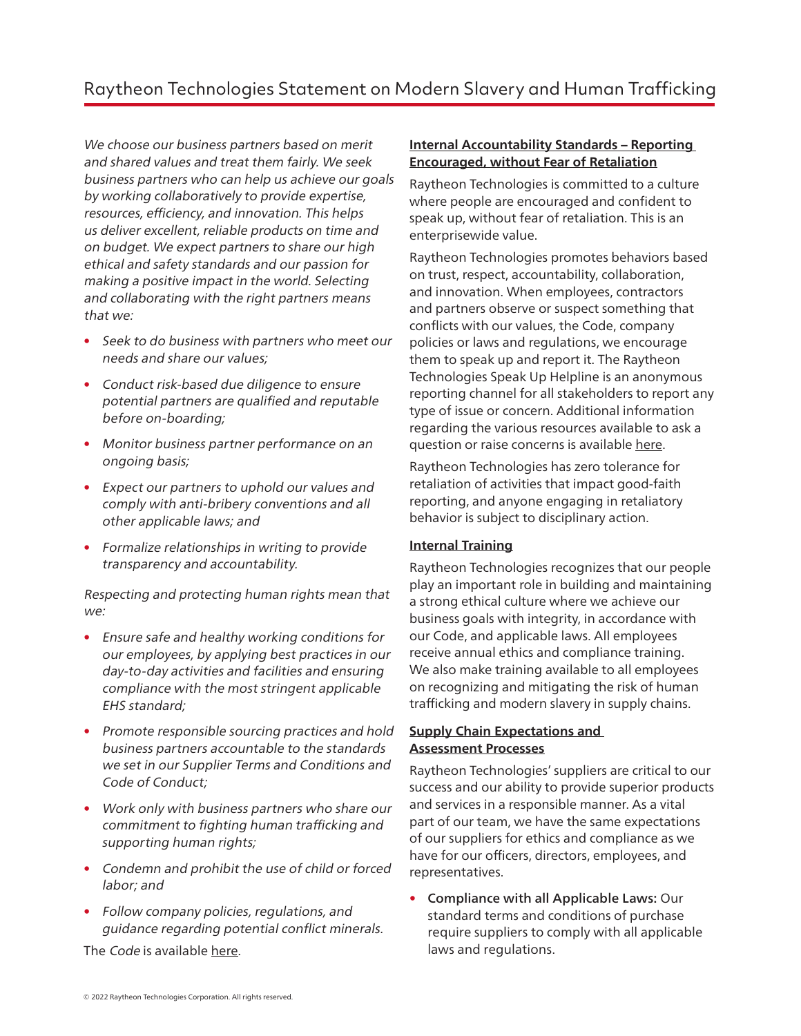*We choose our business partners based on merit and shared values and treat them fairly. We seek business partners who can help us achieve our goals by working collaboratively to provide expertise, resources, efficiency, and innovation. This helps us deliver excellent, reliable products on time and on budget. We expect partners to share our high ethical and safety standards and our passion for making a positive impact in the world. Selecting and collaborating with the right partners means that we:*

- *Seek to do business with partners who meet our needs and share our values;*
- *Conduct risk-based due diligence to ensure potential partners are qualified and reputable before on-boarding;*
- *Monitor business partner performance on an ongoing basis;*
- *Expect our partners to uphold our values and comply with anti-bribery conventions and all other applicable laws; and*
- *Formalize relationships in writing to provide transparency and accountability.*

*Respecting and protecting human rights mean that we:*

- *Ensure safe and healthy working conditions for our employees, by applying best practices in our day-to-day activities and facilities and ensuring compliance with the most stringent applicable EHS standard;*
- *Promote responsible sourcing practices and hold business partners accountable to the standards we set in our Supplier Terms and Conditions and Code of Conduct;*
- *Work only with business partners who share our commitment to fighting human trafficking and supporting human rights;*
- *Condemn and prohibit the use of child or forced labor; and*
- *Follow company policies, regulations, and guidance regarding potential conflict minerals.*

The *Code* is available here.

**Internal Accountability Standards – Reporting Encouraged, without Fear of Retaliation**

Raytheon Technologies is committed to a culture where people are encouraged and confident to speak up, without fear of retaliation. This is an enterprisewide value.

Raytheon Technologies promotes behaviors based on trust, respect, accountability, collaboration, and innovation. When employees, contractors and partners observe or suspect something that conflicts with our values, the Code, company policies or laws and regulations, we encourage them to speak up and report it. The Raytheon Technologies Speak Up Helpline is an anonymous reporting channel for all stakeholders to report any type of issue or concern. Additional information regarding the various resources available to ask a question or raise concerns is available here.

Raytheon Technologies has zero tolerance for retaliation of activities that impact good-faith reporting, and anyone engaging in retaliatory behavior is subject to disciplinary action.

**Internal Training**

Raytheon Technologies recognizes that our people play an important role in building and maintaining a strong ethical culture where we achieve our business goals with integrity, in accordance with our Code, and applicable laws. All employees receive annual ethics and compliance training. We also make training available to all employees on recognizing and mitigating the risk of human trafficking and modern slavery in supply chains.

**Supply Chain Expectations and Assessment Processes**

Raytheon Technologies' suppliers are critical to our success and our ability to provide superior products and services in a responsible manner. As a vital part of our team, we have the same expectations of our suppliers for ethics and compliance as we have for our officers, directors, employees, and representatives.

- **Compliance with all Applicable Laws:** Our standard terms and conditions of purchase require suppliers to comply with all applicable laws and regulations.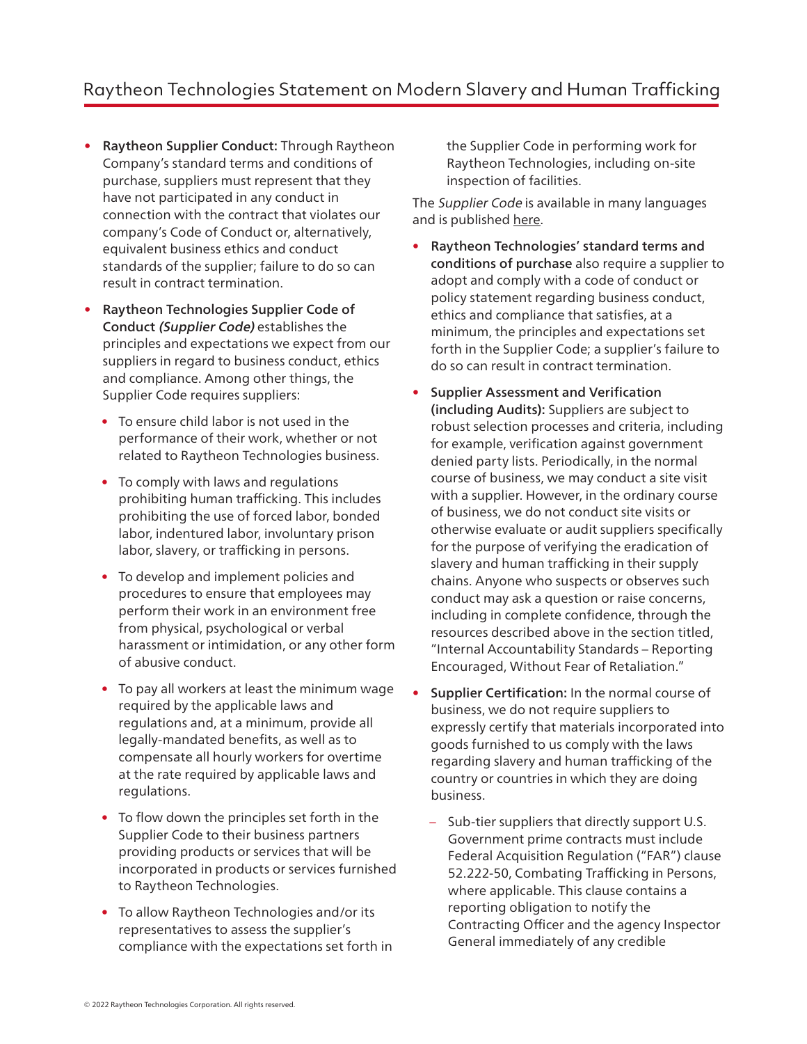- **Raytheon Supplier Conduct:** Through Raytheon Company's standard terms and conditions of purchase, suppliers must represent that they have not participated in any conduct in connection with the contract that violates our company's Code of Conduct or, alternatively, equivalent business ethics and conduct standards of the supplier; failure to do so can result in contract termination.
- **Raytheon Technologies Supplier Code of Conduct *(Supplier Code)*** establishes the principles and expectations we expect from our suppliers in regard to business conduct, ethics and compliance. Among other things, the Supplier Code requires suppliers:
  - To ensure child labor is not used in the performance of their work, whether or not related to Raytheon Technologies business.
  - To comply with laws and regulations prohibiting human trafficking. This includes prohibiting the use of forced labor, bonded labor, indentured labor, involuntary prison labor, slavery, or trafficking in persons.
  - To develop and implement policies and procedures to ensure that employees may perform their work in an environment free from physical, psychological or verbal harassment or intimidation, or any other form of abusive conduct.
  - To pay all workers at least the minimum wage required by the applicable laws and regulations and, at a minimum, provide all legally-mandated benefits, as well as to compensate all hourly workers for overtime at the rate required by applicable laws and regulations.
  - To flow down the principles set forth in the Supplier Code to their business partners providing products or services that will be incorporated in products or services furnished to Raytheon Technologies.
  - To allow Raytheon Technologies and/or its representatives to assess the supplier's compliance with the expectations set forth in the Supplier Code in performing work for Raytheon Technologies, including on-site inspection of facilities.

The *Supplier Code* is available in many languages and is published here.

- **Raytheon Technologies' standard terms and conditions of purchase** also require a supplier to adopt and comply with a code of conduct or policy statement regarding business conduct, ethics and compliance that satisfies, at a minimum, the principles and expectations set forth in the Supplier Code; a supplier's failure to do so can result in contract termination.
- **Supplier Assessment and Verification (including Audits):** Suppliers are subject to robust selection processes and criteria, including for example, verification against government denied party lists. Periodically, in the normal course of business, we may conduct a site visit with a supplier. However, in the ordinary course of business, we do not conduct site visits or otherwise evaluate or audit suppliers specifically for the purpose of verifying the eradication of slavery and human trafficking in their supply chains. Anyone who suspects or observes such conduct may ask a question or raise concerns, including in complete confidence, through the resources described above in the section titled, "Internal Accountability Standards – Reporting Encouraged, Without Fear of Retaliation."
- **Supplier Certification:** In the normal course of business, we do not require suppliers to expressly certify that materials incorporated into goods furnished to us comply with the laws regarding slavery and human trafficking of the country or countries in which they are doing business.
  - Sub-tier suppliers that directly support U.S. Government prime contracts must include Federal Acquisition Regulation ("FAR") clause 52.222-50, Combating Trafficking in Persons, where applicable. This clause contains a reporting obligation to notify the Contracting Officer and the agency Inspector General immediately of any credible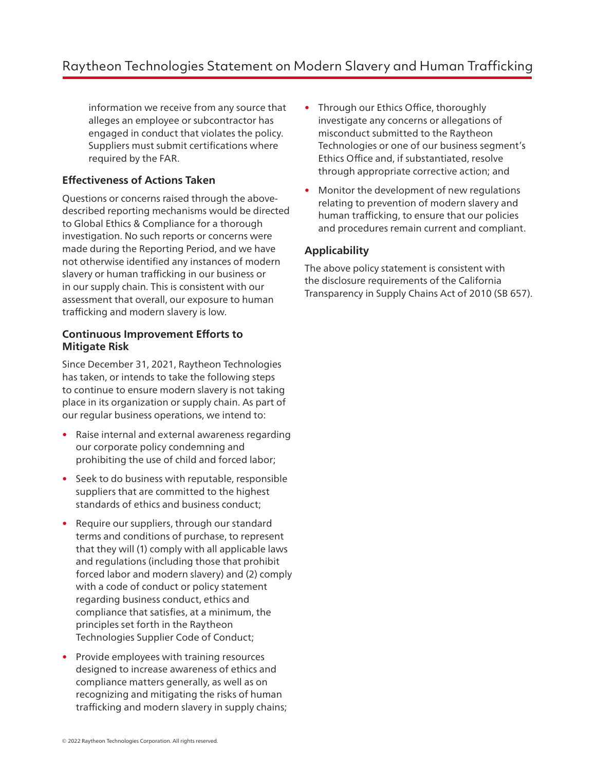information we receive from any source that alleges an employee or subcontractor has engaged in conduct that violates the policy. Suppliers must submit certifications where required by the FAR.

### Effectiveness of Actions Taken

Questions or concerns raised through the above-described reporting mechanisms would be directed to Global Ethics & Compliance for a thorough investigation. No such reports or concerns were made during the Reporting Period, and we have not otherwise identified any instances of modern slavery or human trafficking in our business or in our supply chain. This is consistent with our assessment that overall, our exposure to human trafficking and modern slavery is low.

### Continuous Improvement Efforts to Mitigate Risk

Since December 31, 2021, Raytheon Technologies has taken, or intends to take the following steps to continue to ensure modern slavery is not taking place in its organization or supply chain. As part of our regular business operations, we intend to:

- Raise internal and external awareness regarding our corporate policy condemning and prohibiting the use of child and forced labor;
- Seek to do business with reputable, responsible suppliers that are committed to the highest standards of ethics and business conduct;
- Require our suppliers, through our standard terms and conditions of purchase, to represent that they will (1) comply with all applicable laws and regulations (including those that prohibit forced labor and modern slavery) and (2) comply with a code of conduct or policy statement regarding business conduct, ethics and compliance that satisfies, at a minimum, the principles set forth in the Raytheon Technologies Supplier Code of Conduct;
- Provide employees with training resources designed to increase awareness of ethics and compliance matters generally, as well as on recognizing and mitigating the risks of human trafficking and modern slavery in supply chains;
- Through our Ethics Office, thoroughly investigate any concerns or allegations of misconduct submitted to the Raytheon Technologies or one of our business segment's Ethics Office and, if substantiated, resolve through appropriate corrective action; and
- Monitor the development of new regulations relating to prevention of modern slavery and human trafficking, to ensure that our policies and procedures remain current and compliant.

### Applicability

The above policy statement is consistent with the disclosure requirements of the California Transparency in Supply Chains Act of 2010 (SB 657).

© 2022 Raytheon Technologies Corporation. All rights reserved.